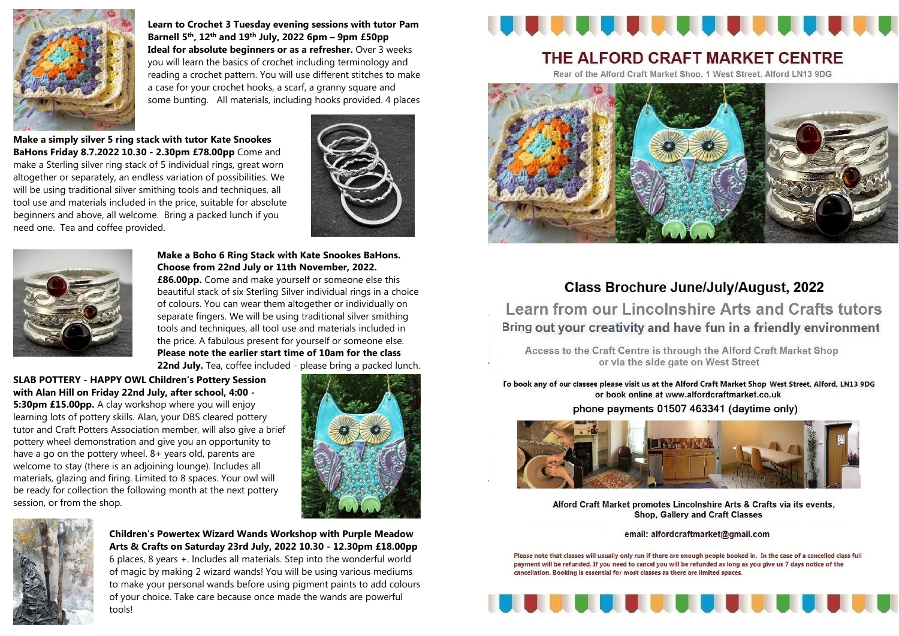**Learn to Crochet 3 Tuesday evening sessions with tutor Pam Barnell 5th, 12th and 19th July, 2022 6pm – 9pm £50pp**
**Ideal for absolute beginners or as a refresher.** Over 3 weeks you will learn the basics of crochet including terminology and reading a crochet pattern. You will use different stitches to make a case for your crochet hooks, a scarf, a granny square and some bunting. All materials, including hooks provided. 4 places

**Make a simply silver 5 ring stack with tutor Kate Snookes BaHons Friday 8.7.2022 10.30 - 2.30pm £78.00pp** Come and make a Sterling silver ring stack of 5 individual rings, great worn altogether or separately, an endless variation of possibilities. We will be using traditional silver smithing tools and techniques, all tool use and materials included in the price, suitable for absolute beginners and above, all welcome. Bring a packed lunch if you need one. Tea and coffee provided.

**Make a Boho 6 Ring Stack with Kate Snookes BaHons. Choose from 22nd July or 11th November, 2022. £86.00pp.** Come and make yourself or someone else this beautiful stack of six Sterling Silver individual rings in a choice of colours. You can wear them altogether or individually on separate fingers. We will be using traditional silver smithing tools and techniques, all tool use and materials included in the price. A fabulous present for yourself or someone else. **Please note the earlier start time of 10am for the class 22nd July.** Tea, coffee included - please bring a packed lunch.

**SLAB POTTERY - HAPPY OWL Children's Pottery Session with Alan Hill on Friday 22nd July, after school, 4:00 - 5:30pm £15.00pp.** A clay workshop where you will enjoy learning lots of pottery skills. Alan, your DBS cleared pottery tutor and Craft Potters Association member, will also give a brief pottery wheel demonstration and give you an opportunity to have a go on the pottery wheel. 8+ years old, parents are welcome to stay (there is an adjoining lounge). Includes all materials, glazing and firing. Limited to 8 spaces. Your owl will be ready for collection the following month at the next pottery session, or from the shop.

**Children's Powertex Wizard Wands Workshop with Purple Meadow Arts & Crafts on Saturday 23rd July, 2022 10.30 - 12.30pm £18.00pp**
6 places, 8 years +. Includes all materials. Step into the wonderful world of magic by making 2 wizard wands! You will be using various mediums to make your personal wands before using pigment paints to add colours of your choice. Take care because once made the wands are powerful tools!

# THE ALFORD CRAFT MARKET CENTRE

Rear of the Alford Craft Market Shop, 1 West Street, Alford LN13 9DG

## Class Brochure June/July/August, 2022

### Learn from our Lincolnshire Arts and Crafts tutors

Bring out your creativity and have fun in a friendly environment

Access to the Craft Centre is through the Alford Craft Market Shop or via the side gate on West Street

To book any of our classes please visit us at the Alford Craft Market Shop West Street, Alford, LN13 9DG or book online at www.alfordcraftmarket.co.uk

phone payments 01507 463341 (daytime only)

Alford Craft Market promotes Lincolnshire Arts & Crafts via its events, Shop, Gallery and Craft Classes

email: alfordcraftmarket@gmail.com

Please note that classes will usually only run if there are enough people booked in. In the case of a cancelled class full payment will be refunded. If you need to cancel you will be refunded as long as you give us 7 days notice of the cancellation. Booking is essential for most classes as there are limited spaces.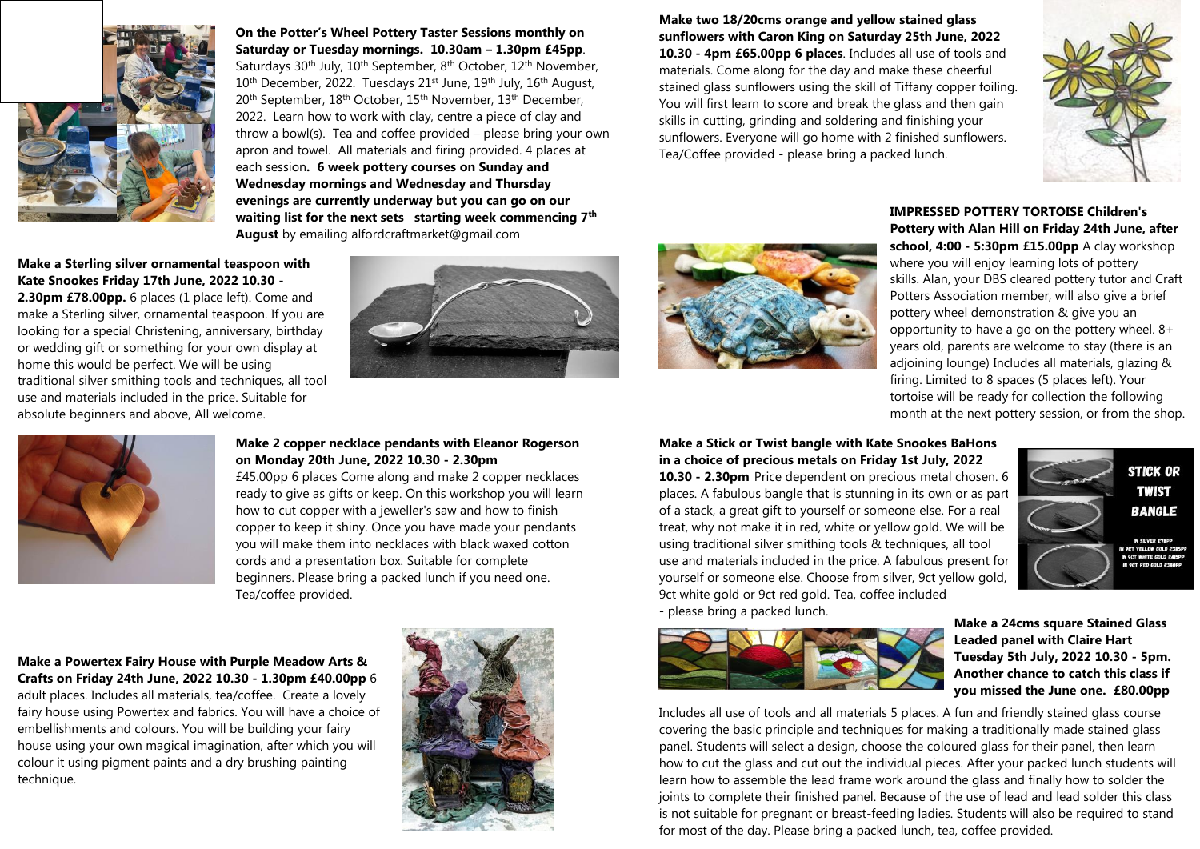**On the Potter's Wheel Pottery Taster Sessions monthly on Saturday or Tuesday mornings. 10.30am – 1.30pm £45pp**. Saturdays 30th July, 10th September, 8th October, 12th November, 10th December, 2022. Tuesdays 21st June, 19th July, 16th August, 20th September, 18th October, 15th November, 13th December, 2022. Learn how to work with clay, centre a piece of clay and throw a bowl(s). Tea and coffee provided – please bring your own apron and towel. All materials and firing provided. 4 places at each session**. 6 week pottery courses on Sunday and Wednesday mornings and Wednesday and Thursday evenings are currently underway but you can go on our waiting list for the next sets starting week commencing 7th August** by emailing alfordcraftmarket@gmail.com

**Make a Sterling silver ornamental teaspoon with Kate Snookes Friday 17th June, 2022 10.30 - 2.30pm £78.00pp.** 6 places (1 place left). Come and make a Sterling silver, ornamental teaspoon. If you are looking for a special Christening, anniversary, birthday or wedding gift or something for your own display at home this would be perfect. We will be using traditional silver smithing tools and techniques, all tool use and materials included in the price. Suitable for absolute beginners and above, All welcome.

**Make 2 copper necklace pendants with Eleanor Rogerson on Monday 20th June, 2022 10.30 - 2.30pm**
£45.00pp 6 places Come along and make 2 copper necklaces ready to give as gifts or keep. On this workshop you will learn how to cut copper with a jeweller's saw and how to finish copper to keep it shiny. Once you have made your pendants you will make them into necklaces with black waxed cotton cords and a presentation box. Suitable for complete beginners. Please bring a packed lunch if you need one. Tea/coffee provided.

**Make a Powertex Fairy House with Purple Meadow Arts & Crafts on Friday 24th June, 2022 10.30 - 1.30pm £40.00pp** 6 adult places. Includes all materials, tea/coffee. Create a lovely fairy house using Powertex and fabrics. You will have a choice of embellishments and colours. You will be building your fairy house using your own magical imagination, after which you will colour it using pigment paints and a dry brushing painting technique.

**Make two 18/20cms orange and yellow stained glass sunflowers with Caron King on Saturday 25th June, 2022 10.30 - 4pm £65.00pp 6 places**. Includes all use of tools and materials. Come along for the day and make these cheerful stained glass sunflowers using the skill of Tiffany copper foiling. You will first learn to score and break the glass and then gain skills in cutting, grinding and soldering and finishing your sunflowers. Everyone will go home with 2 finished sunflowers. Tea/Coffee provided - please bring a packed lunch.

**IMPRESSED POTTERY TORTOISE Children's Pottery with Alan Hill on Friday 24th June, after school, 4:00 - 5:30pm £15.00pp** A clay workshop where you will enjoy learning lots of pottery skills. Alan, your DBS cleared pottery tutor and Craft Potters Association member, will also give a brief pottery wheel demonstration & give you an opportunity to have a go on the pottery wheel. 8+ years old, parents are welcome to stay (there is an adjoining lounge) Includes all materials, glazing & firing. Limited to 8 spaces (5 places left). Your tortoise will be ready for collection the following month at the next pottery session, or from the shop.

**Make a Stick or Twist bangle with Kate Snookes BaHons in a choice of precious metals on Friday 1st July, 2022 10.30 - 2.30pm** Price dependent on precious metal chosen. 6 places. A fabulous bangle that is stunning in its own or as part of a stack, a great gift to yourself or someone else. For a real treat, why not make it in red, white or yellow gold. We will be using traditional silver smithing tools & techniques, all tool use and materials included in the price. A fabulous present for yourself or someone else. Choose from silver, 9ct yellow gold, 9ct white gold or 9ct red gold. Tea, coffee included - please bring a packed lunch.

**Make a 24cms square Stained Glass Leaded panel with Claire Hart Tuesday 5th July, 2022 10.30 - 5pm. Another chance to catch this class if you missed the June one. £80.00pp**

Includes all use of tools and all materials 5 places. A fun and friendly stained glass course covering the basic principle and techniques for making a traditionally made stained glass panel. Students will select a design, choose the coloured glass for their panel, then learn how to cut the glass and cut out the individual pieces. After your packed lunch students will learn how to assemble the lead frame work around the glass and finally how to solder the joints to complete their finished panel. Because of the use of lead and lead solder this class is not suitable for pregnant or breast-feeding ladies. Students will also be required to stand for most of the day. Please bring a packed lunch, tea, coffee provided.